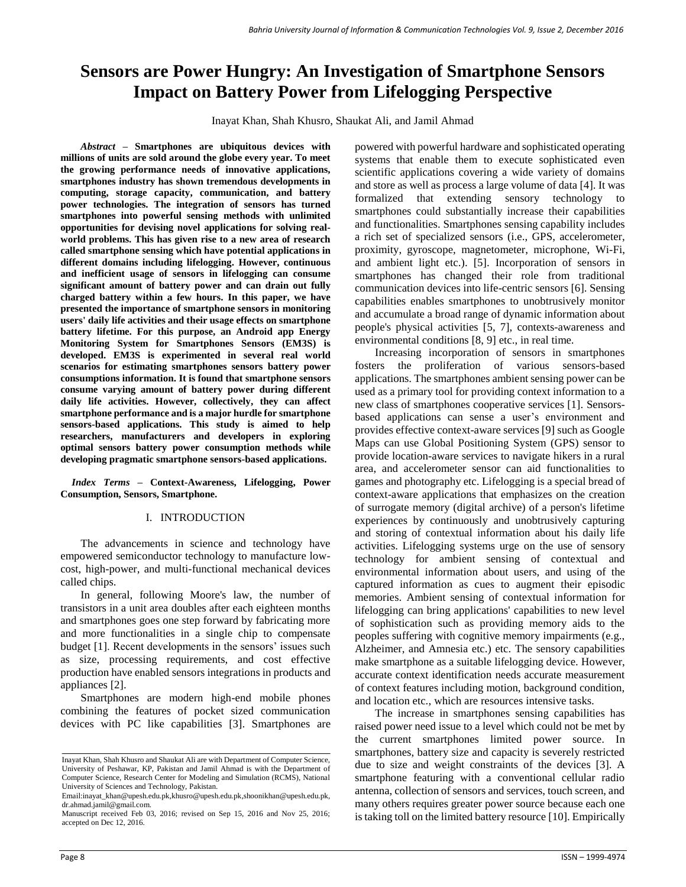# Sensors are Power Hungry: An Investigation of Smartphone Sensors Impact on Battery Power from Lifelogging Perspective

Inayat Khan, Shah Khusro, Shaukat Ali, and Jamil Ahmad

***Abstract*** **– Smartphones are ubiquitous devices with millions of units are sold around the globe every year. To meet the growing performance needs of innovative applications, smartphones industry has shown tremendous developments in computing, storage capacity, communication, and battery power technologies. The integration of sensors has turned smartphones into powerful sensing methods with unlimited opportunities for devising novel applications for solving real-world problems. This has given rise to a new area of research called smartphone sensing which have potential applications in different domains including lifelogging. However, continuous and inefficient usage of sensors in lifelogging can consume significant amount of battery power and can drain out fully charged battery within a few hours. In this paper, we have presented the importance of smartphone sensors in monitoring users' daily life activities and their usage effects on smartphone battery lifetime. For this purpose, an Android app Energy Monitoring System for Smartphones Sensors (EM3S) is developed. EM3S is experimented in several real world scenarios for estimating smartphones sensors battery power consumptions information. It is found that smartphone sensors consume varying amount of battery power during different daily life activities. However, collectively, they can affect smartphone performance and is a major hurdle for smartphone sensors-based applications. This study is aimed to help researchers, manufacturers and developers in exploring optimal sensors battery power consumption methods while developing pragmatic smartphone sensors-based applications.**

***Index Terms*** **– Context-Awareness, Lifelogging, Power Consumption, Sensors, Smartphone.**

## I. INTRODUCTION

The advancements in science and technology have empowered semiconductor technology to manufacture low-cost, high-power, and multi-functional mechanical devices called chips.

In general, following Moore's law, the number of transistors in a unit area doubles after each eighteen months and smartphones goes one step forward by fabricating more and more functionalities in a single chip to compensate budget [1]. Recent developments in the sensors' issues such as size, processing requirements, and cost effective production have enabled sensors integrations in products and appliances [2].

Smartphones are modern high-end mobile phones combining the features of pocket sized communication devices with PC like capabilities [3]. Smartphones are powered with powerful hardware and sophisticated operating systems that enable them to execute sophisticated even scientific applications covering a wide variety of domains and store as well as process a large volume of data [4]. It was formalized that extending sensory technology to smartphones could substantially increase their capabilities and functionalities. Smartphones sensing capability includes a rich set of specialized sensors (i.e., GPS, accelerometer, proximity, gyroscope, magnetometer, microphone, Wi-Fi, and ambient light etc.). [5]. Incorporation of sensors in smartphones has changed their role from traditional communication devices into life-centric sensors [6]. Sensing capabilities enables smartphones to unobtrusively monitor and accumulate a broad range of dynamic information about people's physical activities [5, 7], contexts-awareness and environmental conditions [8, 9] etc., in real time.

Increasing incorporation of sensors in smartphones fosters the proliferation of various sensors-based applications. The smartphones ambient sensing power can be used as a primary tool for providing context information to a new class of smartphones cooperative services [1]. Sensors-based applications can sense a user's environment and provides effective context-aware services [9] such as Google Maps can use Global Positioning System (GPS) sensor to provide location-aware services to navigate hikers in a rural area, and accelerometer sensor can aid functionalities to games and photography etc. Lifelogging is a special bread of context-aware applications that emphasizes on the creation of surrogate memory (digital archive) of a person's lifetime experiences by continuously and unobtrusively capturing and storing of contextual information about his daily life activities. Lifelogging systems urge on the use of sensory technology for ambient sensing of contextual and environmental information about users, and using of the captured information as cues to augment their episodic memories. Ambient sensing of contextual information for lifelogging can bring applications' capabilities to new level of sophistication such as providing memory aids to the peoples suffering with cognitive memory impairments (e.g., Alzheimer, and Amnesia etc.) etc. The sensory capabilities make smartphone as a suitable lifelogging device. However, accurate context identification needs accurate measurement of context features including motion, background condition, and location etc., which are resources intensive tasks.

The increase in smartphones sensing capabilities has raised power need issue to a level which could not be met by the current smartphones limited power source. In smartphones, battery size and capacity is severely restricted due to size and weight constraints of the devices [3]. A smartphone featuring with a conventional cellular radio antenna, collection of sensors and services, touch screen, and many others requires greater power source because each one is taking toll on the limited battery resource [10]. Empirically

---

Inayat Khan, Shah Khusro and Shaukat Ali are with Department of Computer Science, University of Peshawar, KP, Pakistan and Jamil Ahmad is with the Department of Computer Science, Research Center for Modeling and Simulation (RCMS), National University of Sciences and Technology, Pakistan.

Email:inayat_khan@upesh.edu.pk,khusro@upesh.edu.pk,shoonikhan@upesh.edu.pk, dr.ahmad.jamil@gmail.com.

Manuscript received Feb 03, 2016; revised on Sep 15, 2016 and Nov 25, 2016; accepted on Dec 12, 2016.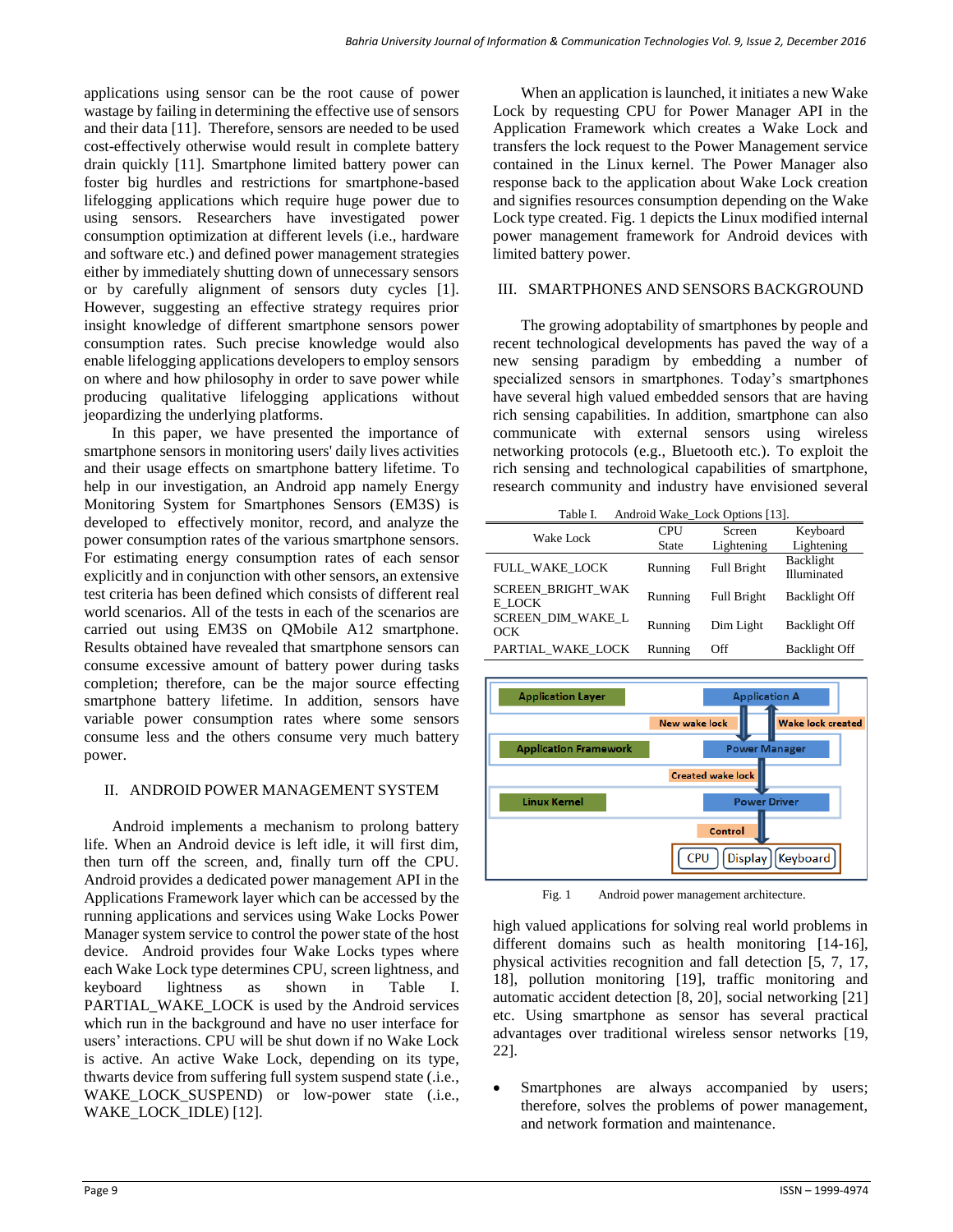applications using sensor can be the root cause of power wastage by failing in determining the effective use of sensors and their data [11]. Therefore, sensors are needed to be used cost-effectively otherwise would result in complete battery drain quickly [11]. Smartphone limited battery power can foster big hurdles and restrictions for smartphone-based lifelogging applications which require huge power due to using sensors. Researchers have investigated power consumption optimization at different levels (i.e., hardware and software etc.) and defined power management strategies either by immediately shutting down of unnecessary sensors or by carefully alignment of sensors duty cycles [1]. However, suggesting an effective strategy requires prior insight knowledge of different smartphone sensors power consumption rates. Such precise knowledge would also enable lifelogging applications developers to employ sensors on where and how philosophy in order to save power while producing qualitative lifelogging applications without jeopardizing the underlying platforms.

In this paper, we have presented the importance of smartphone sensors in monitoring users' daily lives activities and their usage effects on smartphone battery lifetime. To help in our investigation, an Android app namely Energy Monitoring System for Smartphones Sensors (EM3S) is developed to effectively monitor, record, and analyze the power consumption rates of the various smartphone sensors. For estimating energy consumption rates of each sensor explicitly and in conjunction with other sensors, an extensive test criteria has been defined which consists of different real world scenarios. All of the tests in each of the scenarios are carried out using EM3S on QMobile A12 smartphone. Results obtained have revealed that smartphone sensors can consume excessive amount of battery power during tasks completion; therefore, can be the major source effecting smartphone battery lifetime. In addition, sensors have variable power consumption rates where some sensors consume less and the others consume very much battery power.

## II. ANDROID POWER MANAGEMENT SYSTEM

Android implements a mechanism to prolong battery life. When an Android device is left idle, it will first dim, then turn off the screen, and, finally turn off the CPU. Android provides a dedicated power management API in the Applications Framework layer which can be accessed by the running applications and services using Wake Locks Power Manager system service to control the power state of the host device. Android provides four Wake Locks types where each Wake Lock type determines CPU, screen lightness, and keyboard lightness as shown in Table I. PARTIAL_WAKE_LOCK is used by the Android services which run in the background and have no user interface for users' interactions. CPU will be shut down if no Wake Lock is active. An active Wake Lock, depending on its type, thwarts device from suffering full system suspend state (.i.e., WAKE_LOCK_SUSPEND) or low-power state (.i.e., WAKE_LOCK_IDLE) [12].

When an application is launched, it initiates a new Wake Lock by requesting CPU for Power Manager API in the Application Framework which creates a Wake Lock and transfers the lock request to the Power Management service contained in the Linux kernel. The Power Manager also response back to the application about Wake Lock creation and signifies resources consumption depending on the Wake Lock type created. Fig. 1 depicts the Linux modified internal power management framework for Android devices with limited battery power.

## III. SMARTPHONES AND SENSORS BACKGROUND

The growing adoptability of smartphones by people and recent technological developments has paved the way of a new sensing paradigm by embedding a number of specialized sensors in smartphones. Today's smartphones have several high valued embedded sensors that are having rich sensing capabilities. In addition, smartphone can also communicate with external sensors using wireless networking protocols (e.g., Bluetooth etc.). To exploit the rich sensing and technological capabilities of smartphone, research community and industry have envisioned several high valued applications for solving real world problems in different domains such as health monitoring [14-16], physical activities recognition and fall detection [5, 7, 17, 18], pollution monitoring [19], traffic monitoring and automatic accident detection [8, 20], social networking [21] etc. Using smartphone as sensor has several practical advantages over traditional wireless sensor networks [19, 22].

- Smartphones are always accompanied by users; therefore, solves the problems of power management, and network formation and maintenance.

Table I. Android Wake_Lock Options [13].

| Wake Lock | CPU State | Screen Lightening | Keyboard Lightening |
|---|---|---|---|
| FULL_WAKE_LOCK | Running | Full Bright | Backlight Illuminated |
| SCREEN_BRIGHT_WAKE_LOCK | Running | Full Bright | Backlight Off |
| SCREEN_DIM_WAKE_LOCK | Running | Dim Light | Backlight Off |
| PARTIAL_WAKE_LOCK | Running | Off | Backlight Off |

Fig. 1 Android power management architecture.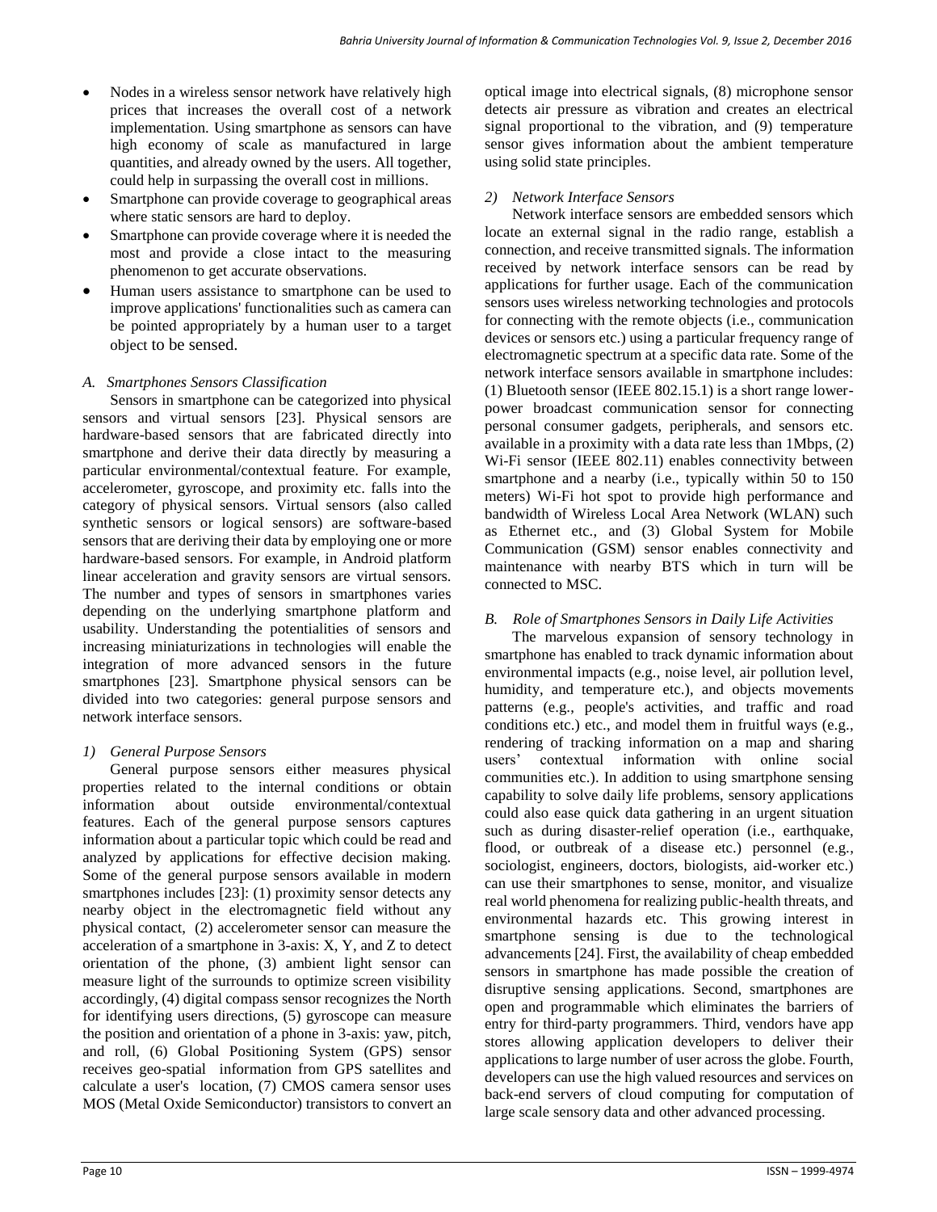- Nodes in a wireless sensor network have relatively high prices that increases the overall cost of a network implementation. Using smartphone as sensors can have high economy of scale as manufactured in large quantities, and already owned by the users. All together, could help in surpassing the overall cost in millions.
- Smartphone can provide coverage to geographical areas where static sensors are hard to deploy.
- Smartphone can provide coverage where it is needed the most and provide a close intact to the measuring phenomenon to get accurate observations.
- Human users assistance to smartphone can be used to improve applications' functionalities such as camera can be pointed appropriately by a human user to a target object to be sensed.

### *A. Smartphones Sensors Classification*

Sensors in smartphone can be categorized into physical sensors and virtual sensors [23]. Physical sensors are hardware-based sensors that are fabricated directly into smartphone and derive their data directly by measuring a particular environmental/contextual feature. For example, accelerometer, gyroscope, and proximity etc. falls into the category of physical sensors. Virtual sensors (also called synthetic sensors or logical sensors) are software-based sensors that are deriving their data by employing one or more hardware-based sensors. For example, in Android platform linear acceleration and gravity sensors are virtual sensors. The number and types of sensors in smartphones varies depending on the underlying smartphone platform and usability. Understanding the potentialities of sensors and increasing miniaturizations in technologies will enable the integration of more advanced sensors in the future smartphones [23]. Smartphone physical sensors can be divided into two categories: general purpose sensors and network interface sensors.

#### *1) General Purpose Sensors*

General purpose sensors either measures physical properties related to the internal conditions or obtain information about outside environmental/contextual features. Each of the general purpose sensors captures information about a particular topic which could be read and analyzed by applications for effective decision making. Some of the general purpose sensors available in modern smartphones includes [23]: (1) proximity sensor detects any nearby object in the electromagnetic field without any physical contact, (2) accelerometer sensor can measure the acceleration of a smartphone in 3-axis: X, Y, and Z to detect orientation of the phone, (3) ambient light sensor can measure light of the surrounds to optimize screen visibility accordingly, (4) digital compass sensor recognizes the North for identifying users directions, (5) gyroscope can measure the position and orientation of a phone in 3-axis: yaw, pitch, and roll, (6) Global Positioning System (GPS) sensor receives geo-spatial information from GPS satellites and calculate a user's location, (7) CMOS camera sensor uses MOS (Metal Oxide Semiconductor) transistors to convert an optical image into electrical signals, (8) microphone sensor detects air pressure as vibration and creates an electrical signal proportional to the vibration, and (9) temperature sensor gives information about the ambient temperature using solid state principles.

#### *2) Network Interface Sensors*

Network interface sensors are embedded sensors which locate an external signal in the radio range, establish a connection, and receive transmitted signals. The information received by network interface sensors can be read by applications for further usage. Each of the communication sensors uses wireless networking technologies and protocols for connecting with the remote objects (i.e., communication devices or sensors etc.) using a particular frequency range of electromagnetic spectrum at a specific data rate. Some of the network interface sensors available in smartphone includes: (1) Bluetooth sensor (IEEE 802.15.1) is a short range lower-power broadcast communication sensor for connecting personal consumer gadgets, peripherals, and sensors etc. available in a proximity with a data rate less than 1Mbps, (2) Wi-Fi sensor (IEEE 802.11) enables connectivity between smartphone and a nearby (i.e., typically within 50 to 150 meters) Wi-Fi hot spot to provide high performance and bandwidth of Wireless Local Area Network (WLAN) such as Ethernet etc., and (3) Global System for Mobile Communication (GSM) sensor enables connectivity and maintenance with nearby BTS which in turn will be connected to MSC.

### *B. Role of Smartphones Sensors in Daily Life Activities*

The marvelous expansion of sensory technology in smartphone has enabled to track dynamic information about environmental impacts (e.g., noise level, air pollution level, humidity, and temperature etc.), and objects movements patterns (e.g., people's activities, and traffic and road conditions etc.) etc., and model them in fruitful ways (e.g., rendering of tracking information on a map and sharing users' contextual information with online social communities etc.). In addition to using smartphone sensing capability to solve daily life problems, sensory applications could also ease quick data gathering in an urgent situation such as during disaster-relief operation (i.e., earthquake, flood, or outbreak of a disease etc.) personnel (e.g., sociologist, engineers, doctors, biologists, aid-worker etc.) can use their smartphones to sense, monitor, and visualize real world phenomena for realizing public-health threats, and environmental hazards etc. This growing interest in smartphone sensing is due to the technological advancements [24]. First, the availability of cheap embedded sensors in smartphone has made possible the creation of disruptive sensing applications. Second, smartphones are open and programmable which eliminates the barriers of entry for third-party programmers. Third, vendors have app stores allowing application developers to deliver their applications to large number of user across the globe. Fourth, developers can use the high valued resources and services on back-end servers of cloud computing for computation of large scale sensory data and other advanced processing.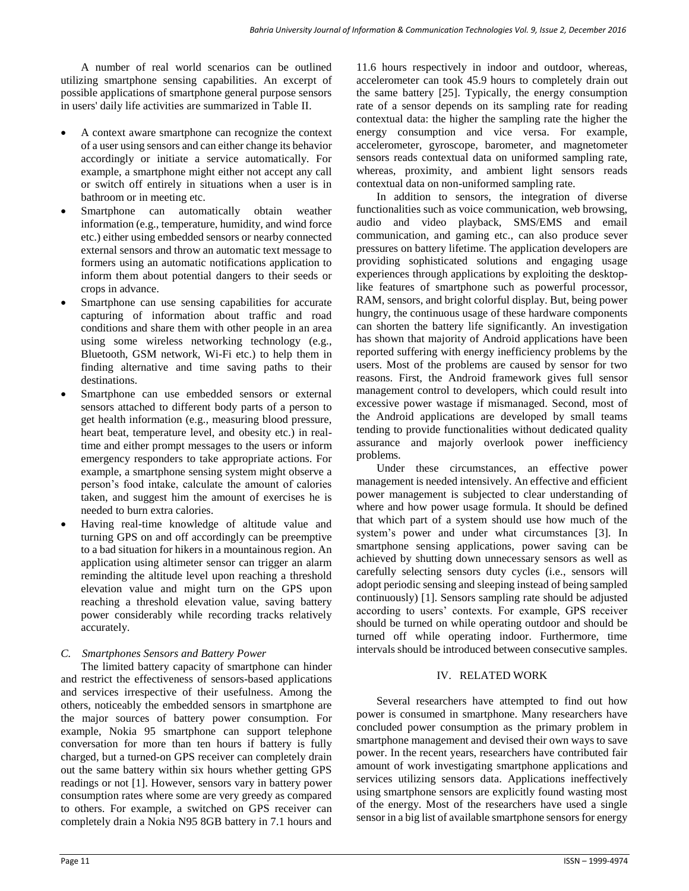A number of real world scenarios can be outlined utilizing smartphone sensing capabilities. An excerpt of possible applications of smartphone general purpose sensors in users' daily life activities are summarized in Table II.

- A context aware smartphone can recognize the context of a user using sensors and can either change its behavior accordingly or initiate a service automatically. For example, a smartphone might either not accept any call or switch off entirely in situations when a user is in bathroom or in meeting etc.
- Smartphone can automatically obtain weather information (e.g., temperature, humidity, and wind force etc.) either using embedded sensors or nearby connected external sensors and throw an automatic text message to formers using an automatic notifications application to inform them about potential dangers to their seeds or crops in advance.
- Smartphone can use sensing capabilities for accurate capturing of information about traffic and road conditions and share them with other people in an area using some wireless networking technology (e.g., Bluetooth, GSM network, Wi-Fi etc.) to help them in finding alternative and time saving paths to their destinations.
- Smartphone can use embedded sensors or external sensors attached to different body parts of a person to get health information (e.g., measuring blood pressure, heart beat, temperature level, and obesity etc.) in real-time and either prompt messages to the users or inform emergency responders to take appropriate actions. For example, a smartphone sensing system might observe a person's food intake, calculate the amount of calories taken, and suggest him the amount of exercises he is needed to burn extra calories.
- Having real-time knowledge of altitude value and turning GPS on and off accordingly can be preemptive to a bad situation for hikers in a mountainous region. An application using altimeter sensor can trigger an alarm reminding the altitude level upon reaching a threshold elevation value and might turn on the GPS upon reaching a threshold elevation value, saving battery power considerably while recording tracks relatively accurately.

### *C. Smartphones Sensors and Battery Power*

The limited battery capacity of smartphone can hinder and restrict the effectiveness of sensors-based applications and services irrespective of their usefulness. Among the others, noticeably the embedded sensors in smartphone are the major sources of battery power consumption. For example, Nokia 95 smartphone can support telephone conversation for more than ten hours if battery is fully charged, but a turned-on GPS receiver can completely drain out the same battery within six hours whether getting GPS readings or not [1]. However, sensors vary in battery power consumption rates where some are very greedy as compared to others. For example, a switched on GPS receiver can completely drain a Nokia N95 8GB battery in 7.1 hours and 11.6 hours respectively in indoor and outdoor, whereas, accelerometer can took 45.9 hours to completely drain out the same battery [25]. Typically, the energy consumption rate of a sensor depends on its sampling rate for reading contextual data: the higher the sampling rate the higher the energy consumption and vice versa. For example, accelerometer, gyroscope, barometer, and magnetometer sensors reads contextual data on uniformed sampling rate, whereas, proximity, and ambient light sensors reads contextual data on non-uniformed sampling rate.

In addition to sensors, the integration of diverse functionalities such as voice communication, web browsing, audio and video playback, SMS/EMS and email communication, and gaming etc., can also produce sever pressures on battery lifetime. The application developers are providing sophisticated solutions and engaging usage experiences through applications by exploiting the desktop-like features of smartphone such as powerful processor, RAM, sensors, and bright colorful display. But, being power hungry, the continuous usage of these hardware components can shorten the battery life significantly. An investigation has shown that majority of Android applications have been reported suffering with energy inefficiency problems by the users. Most of the problems are caused by sensor for two reasons. First, the Android framework gives full sensor management control to developers, which could result into excessive power wastage if mismanaged. Second, most of the Android applications are developed by small teams tending to provide functionalities without dedicated quality assurance and majorly overlook power inefficiency problems.

Under these circumstances, an effective power management is needed intensively. An effective and efficient power management is subjected to clear understanding of where and how power usage formula. It should be defined that which part of a system should use how much of the system's power and under what circumstances [3]. In smartphone sensing applications, power saving can be achieved by shutting down unnecessary sensors as well as carefully selecting sensors duty cycles (i.e., sensors will adopt periodic sensing and sleeping instead of being sampled continuously) [1]. Sensors sampling rate should be adjusted according to users' contexts. For example, GPS receiver should be turned on while operating outdoor and should be turned off while operating indoor. Furthermore, time intervals should be introduced between consecutive samples.

## IV. RELATED WORK

Several researchers have attempted to find out how power is consumed in smartphone. Many researchers have concluded power consumption as the primary problem in smartphone management and devised their own ways to save power. In the recent years, researchers have contributed fair amount of work investigating smartphone applications and services utilizing sensors data. Applications ineffectively using smartphone sensors are explicitly found wasting most of the energy. Most of the researchers have used a single sensor in a big list of available smartphone sensors for energy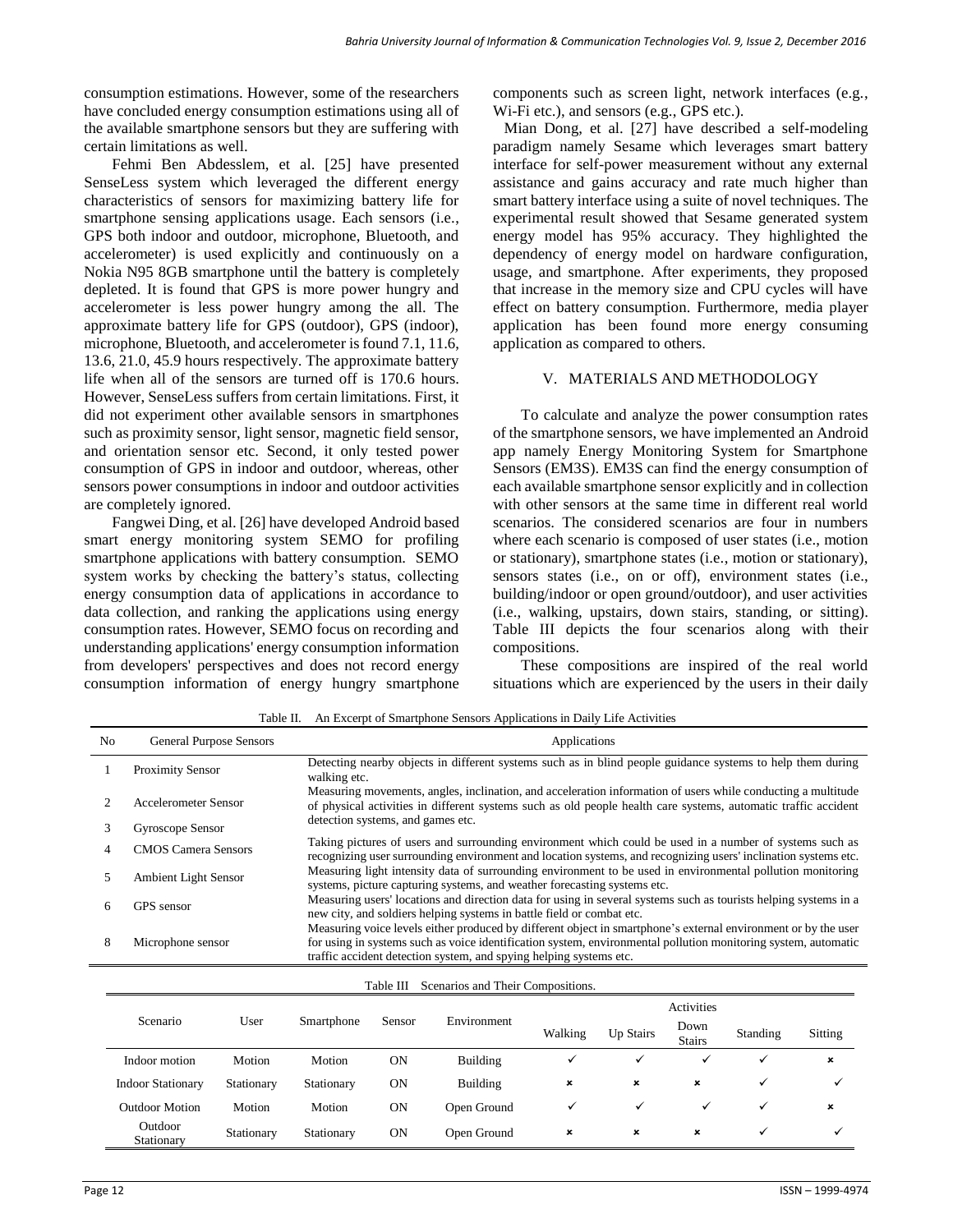consumption estimations. However, some of the researchers have concluded energy consumption estimations using all of the available smartphone sensors but they are suffering with certain limitations as well.

Fehmi Ben Abdesslem, et al. [25] have presented SenseLess system which leveraged the different energy characteristics of sensors for maximizing battery life for smartphone sensing applications usage. Each sensors (i.e., GPS both indoor and outdoor, microphone, Bluetooth, and accelerometer) is used explicitly and continuously on a Nokia N95 8GB smartphone until the battery is completely depleted. It is found that GPS is more power hungry and accelerometer is less power hungry among the all. The approximate battery life for GPS (outdoor), GPS (indoor), microphone, Bluetooth, and accelerometer is found 7.1, 11.6, 13.6, 21.0, 45.9 hours respectively. The approximate battery life when all of the sensors are turned off is 170.6 hours. However, SenseLess suffers from certain limitations. First, it did not experiment other available sensors in smartphones such as proximity sensor, light sensor, magnetic field sensor, and orientation sensor etc. Second, it only tested power consumption of GPS in indoor and outdoor, whereas, other sensors power consumptions in indoor and outdoor activities are completely ignored.

Fangwei Ding, et al. [26] have developed Android based smart energy monitoring system SEMO for profiling smartphone applications with battery consumption. SEMO system works by checking the battery's status, collecting energy consumption data of applications in accordance to data collection, and ranking the applications using energy consumption rates. However, SEMO focus on recording and understanding applications' energy consumption information from developers' perspectives and does not record energy consumption information of energy hungry smartphone components such as screen light, network interfaces (e.g., Wi-Fi etc.), and sensors (e.g., GPS etc.).

Mian Dong, et al. [27] have described a self-modeling paradigm namely Sesame which leverages smart battery interface for self-power measurement without any external assistance and gains accuracy and rate much higher than smart battery interface using a suite of novel techniques. The experimental result showed that Sesame generated system energy model has 95% accuracy. They highlighted the dependency of energy model on hardware configuration, usage, and smartphone. After experiments, they proposed that increase in the memory size and CPU cycles will have effect on battery consumption. Furthermore, media player application has been found more energy consuming application as compared to others.

## V. MATERIALS AND METHODOLOGY

To calculate and analyze the power consumption rates of the smartphone sensors, we have implemented an Android app namely Energy Monitoring System for Smartphone Sensors (EM3S). EM3S can find the energy consumption of each available smartphone sensor explicitly and in collection with other sensors at the same time in different real world scenarios. The considered scenarios are four in numbers where each scenario is composed of user states (i.e., motion or stationary), smartphone states (i.e., motion or stationary), sensors states (i.e., on or off), environment states (i.e., building/indoor or open ground/outdoor), and user activities (i.e., walking, upstairs, down stairs, standing, or sitting). Table III depicts the four scenarios along with their compositions.

These compositions are inspired of the real world situations which are experienced by the users in their daily

Table II. An Excerpt of Smartphone Sensors Applications in Daily Life Activities

| No | General Purpose Sensors | Applications |
|---|---|---|
| 1 | Proximity Sensor | Detecting nearby objects in different systems such as in blind people guidance systems to help them during walking etc. |
| 2 | Accelerometer Sensor | Measuring movements, angles, inclination, and acceleration information of users while conducting a multitude of physical activities in different systems such as old people health care systems, automatic traffic accident detection systems, and games etc. |
| 3 | Gyroscope Sensor | |
| 4 | CMOS Camera Sensors | Taking pictures of users and surrounding environment which could be used in a number of systems such as recognizing user surrounding environment and location systems, and recognizing users' inclination systems etc. |
| 5 | Ambient Light Sensor | Measuring light intensity data of surrounding environment to be used in environmental pollution monitoring systems, picture capturing systems, and weather forecasting systems etc. |
| 6 | GPS sensor | Measuring users' locations and direction data for using in several systems such as tourists helping systems in a new city, and soldiers helping systems in battle field or combat etc. |
| 8 | Microphone sensor | Measuring voice levels either produced by different object in smartphone's external environment or by the user for using in systems such as voice identification system, environmental pollution monitoring system, automatic traffic accident detection system, and spying helping systems etc. |

Table III Scenarios and Their Compositions.

| Scenario | User | Smartphone | Sensor | Environment | Activities | | | | |
|---|---|---|---|---|---|---|---|---|---|
| | | | | | Walking | Up Stairs | Down Stairs | Standing | Sitting |
| Indoor motion | Motion | Motion | ON | Building | ✓ | ✓ | ✓ | ✓ | × |
| Indoor Stationary | Stationary | Stationary | ON | Building | × | × | × | ✓ | ✓ |
| Outdoor Motion | Motion | Motion | ON | Open Ground | ✓ | ✓ | ✓ | ✓ | × |
| Outdoor Stationary | Stationary | Stationary | ON | Open Ground | × | × | × | ✓ | ✓ |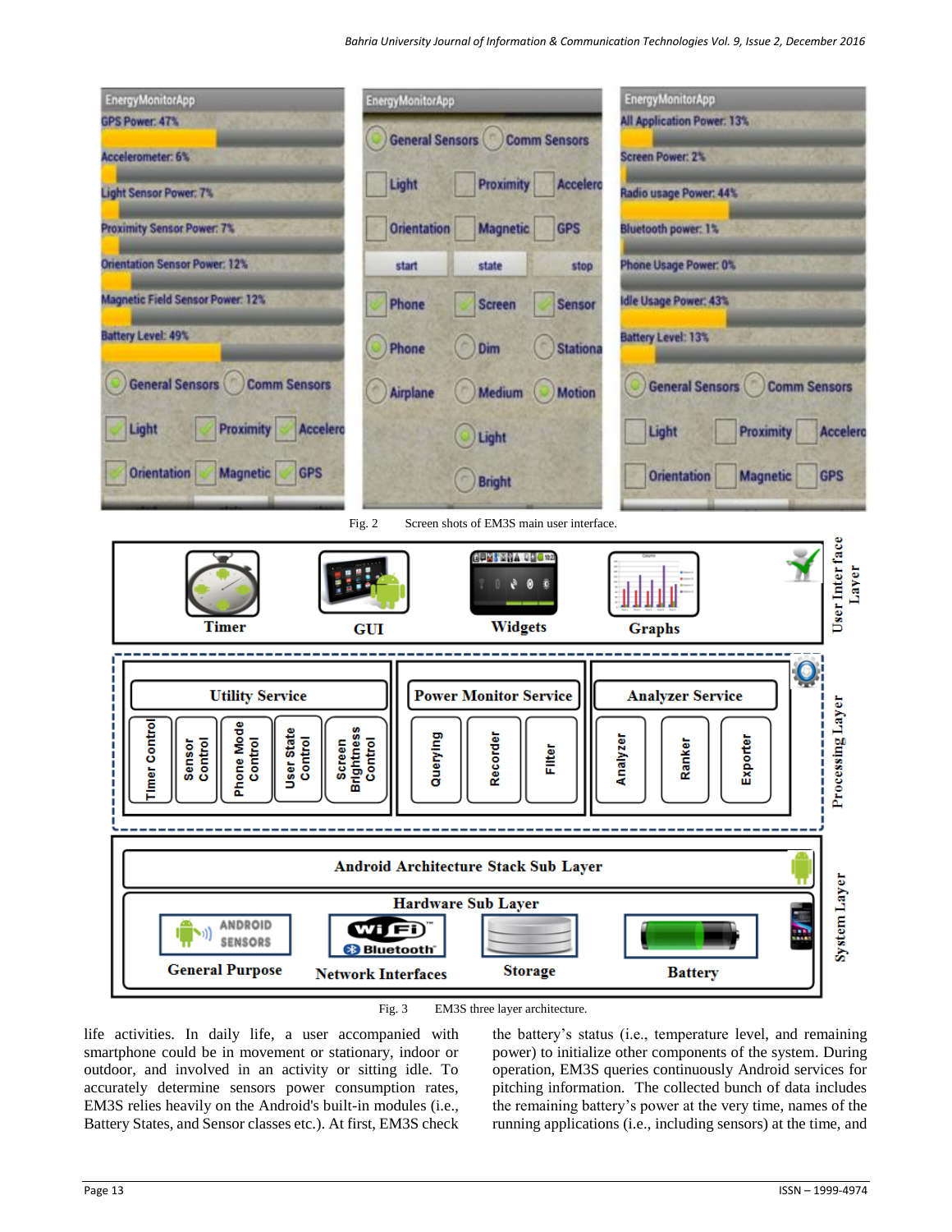Fig. 2 Screen shots of EM3S main user interface.

Fig. 3 EM3S three layer architecture.

life activities. In daily life, a user accompanied with smartphone could be in movement or stationary, indoor or outdoor, and involved in an activity or sitting idle. To accurately determine sensors power consumption rates, EM3S relies heavily on the Android's built-in modules (i.e., Battery States, and Sensor classes etc.). At first, EM3S check the battery's status (i.e., temperature level, and remaining power) to initialize other components of the system. During operation, EM3S queries continuously Android services for pitching information. The collected bunch of data includes the remaining battery's power at the very time, names of the running applications (i.e., including sensors) at the time, and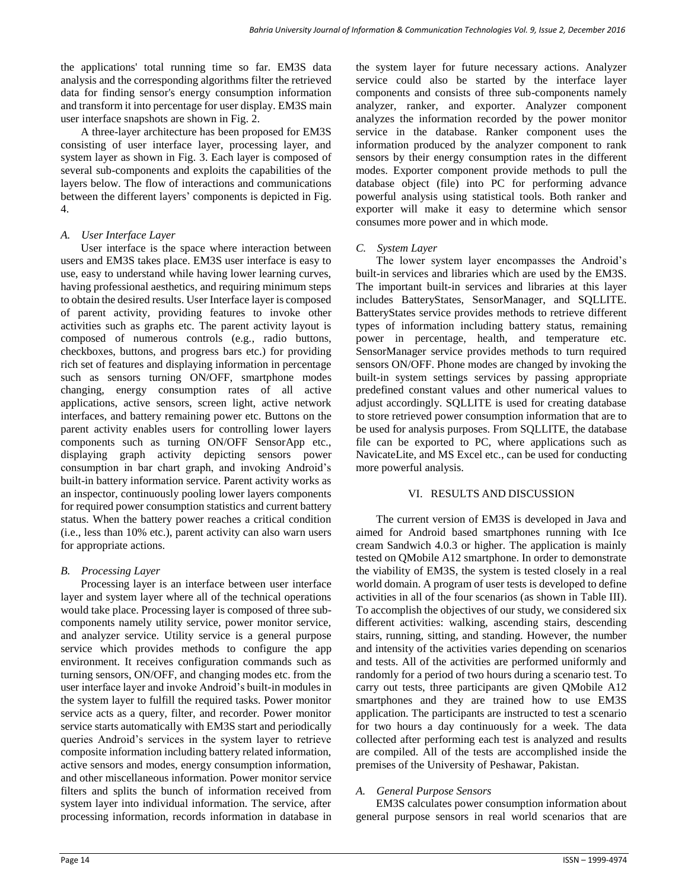the applications' total running time so far. EM3S data analysis and the corresponding algorithms filter the retrieved data for finding sensor's energy consumption information and transform it into percentage for user display. EM3S main user interface snapshots are shown in Fig. 2.

A three-layer architecture has been proposed for EM3S consisting of user interface layer, processing layer, and system layer as shown in Fig. 3. Each layer is composed of several sub-components and exploits the capabilities of the layers below. The flow of interactions and communications between the different layers' components is depicted in Fig. 4.

### *A. User Interface Layer*

User interface is the space where interaction between users and EM3S takes place. EM3S user interface is easy to use, easy to understand while having lower learning curves, having professional aesthetics, and requiring minimum steps to obtain the desired results. User Interface layer is composed of parent activity, providing features to invoke other activities such as graphs etc. The parent activity layout is composed of numerous controls (e.g., radio buttons, checkboxes, buttons, and progress bars etc.) for providing rich set of features and displaying information in percentage such as sensors turning ON/OFF, smartphone modes changing, energy consumption rates of all active applications, active sensors, screen light, active network interfaces, and battery remaining power etc. Buttons on the parent activity enables users for controlling lower layers components such as turning ON/OFF SensorApp etc., displaying graph activity depicting sensors power consumption in bar chart graph, and invoking Android's built-in battery information service. Parent activity works as an inspector, continuously pooling lower layers components for required power consumption statistics and current battery status. When the battery power reaches a critical condition (i.e., less than 10% etc.), parent activity can also warn users for appropriate actions.

### *B. Processing Layer*

Processing layer is an interface between user interface layer and system layer where all of the technical operations would take place. Processing layer is composed of three sub-components namely utility service, power monitor service, and analyzer service. Utility service is a general purpose service which provides methods to configure the app environment. It receives configuration commands such as turning sensors, ON/OFF, and changing modes etc. from the user interface layer and invoke Android's built-in modules in the system layer to fulfill the required tasks. Power monitor service acts as a query, filter, and recorder. Power monitor service starts automatically with EM3S start and periodically queries Android's services in the system layer to retrieve composite information including battery related information, active sensors and modes, energy consumption information, and other miscellaneous information. Power monitor service filters and splits the bunch of information received from system layer into individual information. The service, after processing information, records information in database in the system layer for future necessary actions. Analyzer service could also be started by the interface layer components and consists of three sub-components namely analyzer, ranker, and exporter. Analyzer component analyzes the information recorded by the power monitor service in the database. Ranker component uses the information produced by the analyzer component to rank sensors by their energy consumption rates in the different modes. Exporter component provide methods to pull the database object (file) into PC for performing advance powerful analysis using statistical tools. Both ranker and exporter will make it easy to determine which sensor consumes more power and in which mode.

### *C. System Layer*

The lower system layer encompasses the Android's built-in services and libraries which are used by the EM3S. The important built-in services and libraries at this layer includes BatteryStates, SensorManager, and SQLLITE. BatteryStates service provides methods to retrieve different types of information including battery status, remaining power in percentage, health, and temperature etc. SensorManager service provides methods to turn required sensors ON/OFF. Phone modes are changed by invoking the built-in system settings services by passing appropriate predefined constant values and other numerical values to adjust accordingly. SQLLITE is used for creating database to store retrieved power consumption information that are to be used for analysis purposes. From SQLLITE, the database file can be exported to PC, where applications such as NavicateLite, and MS Excel etc., can be used for conducting more powerful analysis.

## VI. RESULTS AND DISCUSSION

The current version of EM3S is developed in Java and aimed for Android based smartphones running with Ice cream Sandwich 4.0.3 or higher. The application is mainly tested on QMobile A12 smartphone. In order to demonstrate the viability of EM3S, the system is tested closely in a real world domain. A program of user tests is developed to define activities in all of the four scenarios (as shown in Table III). To accomplish the objectives of our study, we considered six different activities: walking, ascending stairs, descending stairs, running, sitting, and standing. However, the number and intensity of the activities varies depending on scenarios and tests. All of the activities are performed uniformly and randomly for a period of two hours during a scenario test. To carry out tests, three participants are given QMobile A12 smartphones and they are trained how to use EM3S application. The participants are instructed to test a scenario for two hours a day continuously for a week. The data collected after performing each test is analyzed and results are compiled. All of the tests are accomplished inside the premises of the University of Peshawar, Pakistan.

### *A. General Purpose Sensors*

EM3S calculates power consumption information about general purpose sensors in real world scenarios that are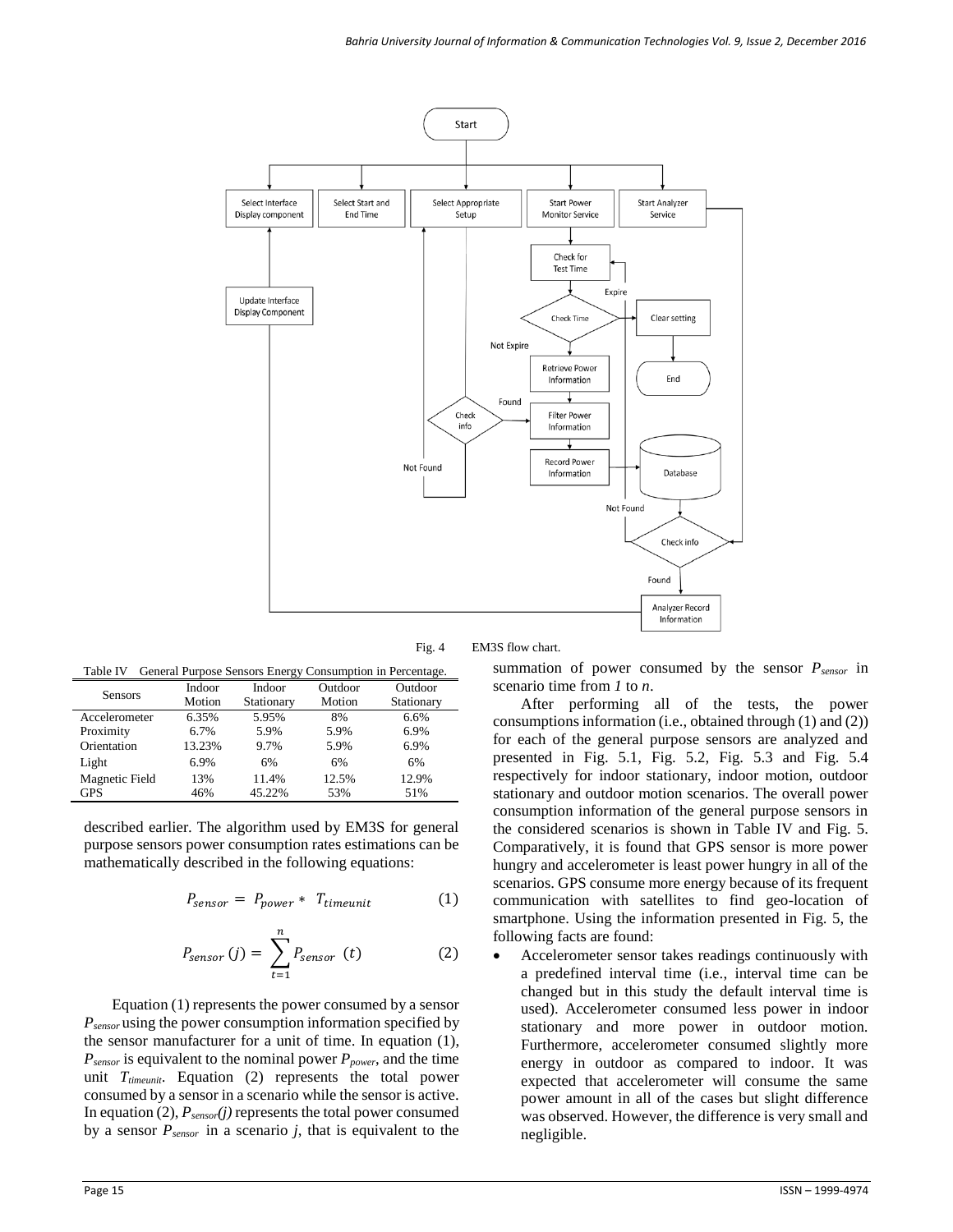Fig. 4 EM3S flow chart.

Table IV General Purpose Sensors Energy Consumption in Percentage.

| Sensors | Indoor Motion | Indoor Stationary | Outdoor Motion | Outdoor Stationary |
|---|---|---|---|---|
| Accelerometer | 6.35% | 5.95% | 8% | 6.6% |
| Proximity | 6.7% | 5.9% | 5.9% | 6.9% |
| Orientation | 13.23% | 9.7% | 5.9% | 6.9% |
| Light | 6.9% | 6% | 6% | 6% |
| Magnetic Field | 13% | 11.4% | 12.5% | 12.9% |
| GPS | 46% | 45.22% | 53% | 51% |

described earlier. The algorithm used by EM3S for general purpose sensors power consumption rates estimations can be mathematically described in the following equations:

$$P_{sensor} = P_{power} * T_{timeunit} \tag{1}$$

$$P_{sensor}(j) = \sum_{t=1}^{n} P_{sensor}(t) \tag{2}$$

Equation (1) represents the power consumed by a sensor $P_{sensor}$ using the power consumption information specified by the sensor manufacturer for a unit of time. In equation (1), $P_{sensor}$ is equivalent to the nominal power $P_{power}$, and the time unit $T_{timeunit}$. Equation (2) represents the total power consumed by a sensor in a scenario while the sensor is active. In equation (2), $P_{sensor}(j)$ represents the total power consumed by a sensor $P_{sensor}$ in a scenario $j$, that is equivalent to the summation of power consumed by the sensor $P_{sensor}$ in scenario time from $1$ to $n$.

After performing all of the tests, the power consumptions information (i.e., obtained through (1) and (2)) for each of the general purpose sensors are analyzed and presented in Fig. 5.1, Fig. 5.2, Fig. 5.3 and Fig. 5.4 respectively for indoor stationary, indoor motion, outdoor stationary and outdoor motion scenarios. The overall power consumption information of the general purpose sensors in the considered scenarios is shown in Table IV and Fig. 5. Comparatively, it is found that GPS sensor is more power hungry and accelerometer is least power hungry in all of the scenarios. GPS consume more energy because of its frequent communication with satellites to find geo-location of smartphone. Using the information presented in Fig. 5, the following facts are found:

- Accelerometer sensor takes readings continuously with a predefined interval time (i.e., interval time can be changed but in this study the default interval time is used). Accelerometer consumed less power in indoor stationary and more power in outdoor motion. Furthermore, accelerometer consumed slightly more energy in outdoor as compared to indoor. It was expected that accelerometer will consume the same power amount in all of the cases but slight difference was observed. However, the difference is very small and negligible.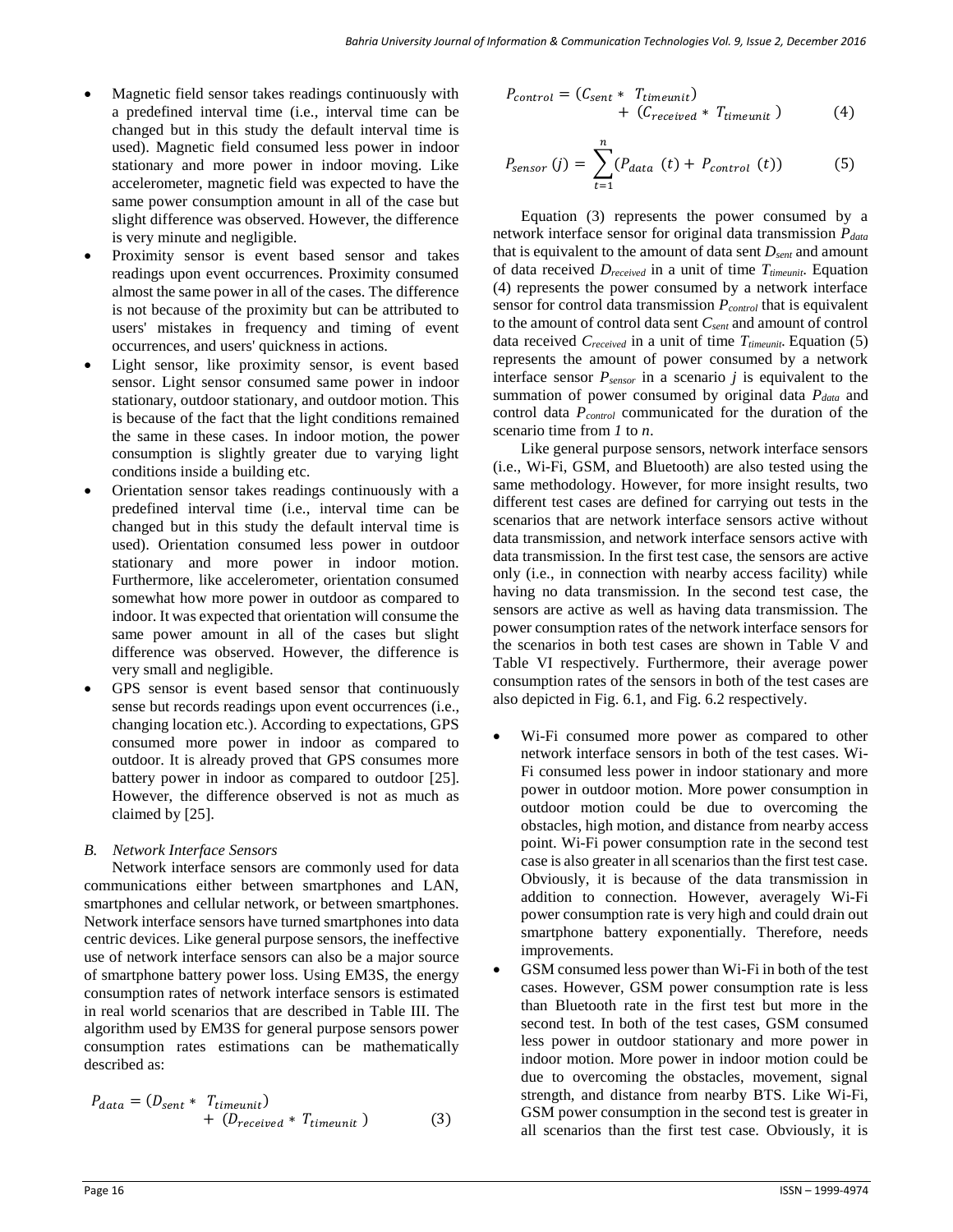- Magnetic field sensor takes readings continuously with a predefined interval time (i.e., interval time can be changed but in this study the default interval time is used). Magnetic field consumed less power in indoor stationary and more power in indoor moving. Like accelerometer, magnetic field was expected to have the same power consumption amount in all of the case but slight difference was observed. However, the difference is very minute and negligible.
- Proximity sensor is event based sensor and takes readings upon event occurrences. Proximity consumed almost the same power in all of the cases. The difference is not because of the proximity but can be attributed to users' mistakes in frequency and timing of event occurrences, and users' quickness in actions.
- Light sensor, like proximity sensor, is event based sensor. Light sensor consumed same power in indoor stationary, outdoor stationary, and outdoor motion. This is because of the fact that the light conditions remained the same in these cases. In indoor motion, the power consumption is slightly greater due to varying light conditions inside a building etc.
- Orientation sensor takes readings continuously with a predefined interval time (i.e., interval time can be changed but in this study the default interval time is used). Orientation consumed less power in outdoor stationary and more power in indoor motion. Furthermore, like accelerometer, orientation consumed somewhat how more power in outdoor as compared to indoor. It was expected that orientation will consume the same power amount in all of the cases but slight difference was observed. However, the difference is very small and negligible.
- GPS sensor is event based sensor that continuously sense but records readings upon event occurrences (i.e., changing location etc.). According to expectations, GPS consumed more power in indoor as compared to outdoor. It is already proved that GPS consumes more battery power in indoor as compared to outdoor [25]. However, the difference observed is not as much as claimed by [25].

### *B. Network Interface Sensors*

Network interface sensors are commonly used for data communications either between smartphones and LAN, smartphones and cellular network, or between smartphones. Network interface sensors have turned smartphones into data centric devices. Like general purpose sensors, the ineffective use of network interface sensors can also be a major source of smartphone battery power loss. Using EM3S, the energy consumption rates of network interface sensors is estimated in real world scenarios that are described in Table III. The algorithm used by EM3S for general purpose sensors power consumption rates estimations can be mathematically described as:

$$P_{data} = (D_{sent} * T_{timeunit}) + (D_{received} * T_{timeunit}) \qquad (3)$$

$$P_{control} = (C_{sent} * T_{timeunit}) + (C_{received} * T_{timeunit}) \qquad (4)$$

$$P_{sensor}(j) = \sum_{t=1}^{n} (P_{data}(t) + P_{control}(t)) \qquad (5)$$

Equation (3) represents the power consumed by a network interface sensor for original data transmission $P_{data}$ that is equivalent to the amount of data sent $D_{sent}$ and amount of data received $D_{received}$ in a unit of time $T_{timeunit}$. Equation (4) represents the power consumed by a network interface sensor for control data transmission $P_{control}$ that is equivalent to the amount of control data sent $C_{sent}$ and amount of control data received $C_{received}$ in a unit of time $T_{timeunit}$. Equation (5) represents the amount of power consumed by a network interface sensor $P_{sensor}$ in a scenario $j$ is equivalent to the summation of power consumed by original data $P_{data}$ and control data $P_{control}$ communicated for the duration of the scenario time from *1* to *n*.

Like general purpose sensors, network interface sensors (i.e., Wi-Fi, GSM, and Bluetooth) are also tested using the same methodology. However, for more insight results, two different test cases are defined for carrying out tests in the scenarios that are network interface sensors active without data transmission, and network interface sensors active with data transmission. In the first test case, the sensors are active only (i.e., in connection with nearby access facility) while having no data transmission. In the second test case, the sensors are active as well as having data transmission. The power consumption rates of the network interface sensors for the scenarios in both test cases are shown in Table V and Table VI respectively. Furthermore, their average power consumption rates of the sensors in both of the test cases are also depicted in Fig. 6.1, and Fig. 6.2 respectively.

- Wi-Fi consumed more power as compared to other network interface sensors in both of the test cases. Wi-Fi consumed less power in indoor stationary and more power in outdoor motion. More power consumption in outdoor motion could be due to overcoming the obstacles, high motion, and distance from nearby access point. Wi-Fi power consumption rate in the second test case is also greater in all scenarios than the first test case. Obviously, it is because of the data transmission in addition to connection. However, averagely Wi-Fi power consumption rate is very high and could drain out smartphone battery exponentially. Therefore, needs improvements.
- GSM consumed less power than Wi-Fi in both of the test cases. However, GSM power consumption rate is less than Bluetooth rate in the first test but more in the second test. In both of the test cases, GSM consumed less power in outdoor stationary and more power in indoor motion. More power in indoor motion could be due to overcoming the obstacles, movement, signal strength, and distance from nearby BTS. Like Wi-Fi, GSM power consumption in the second test is greater in all scenarios than the first test case. Obviously, it is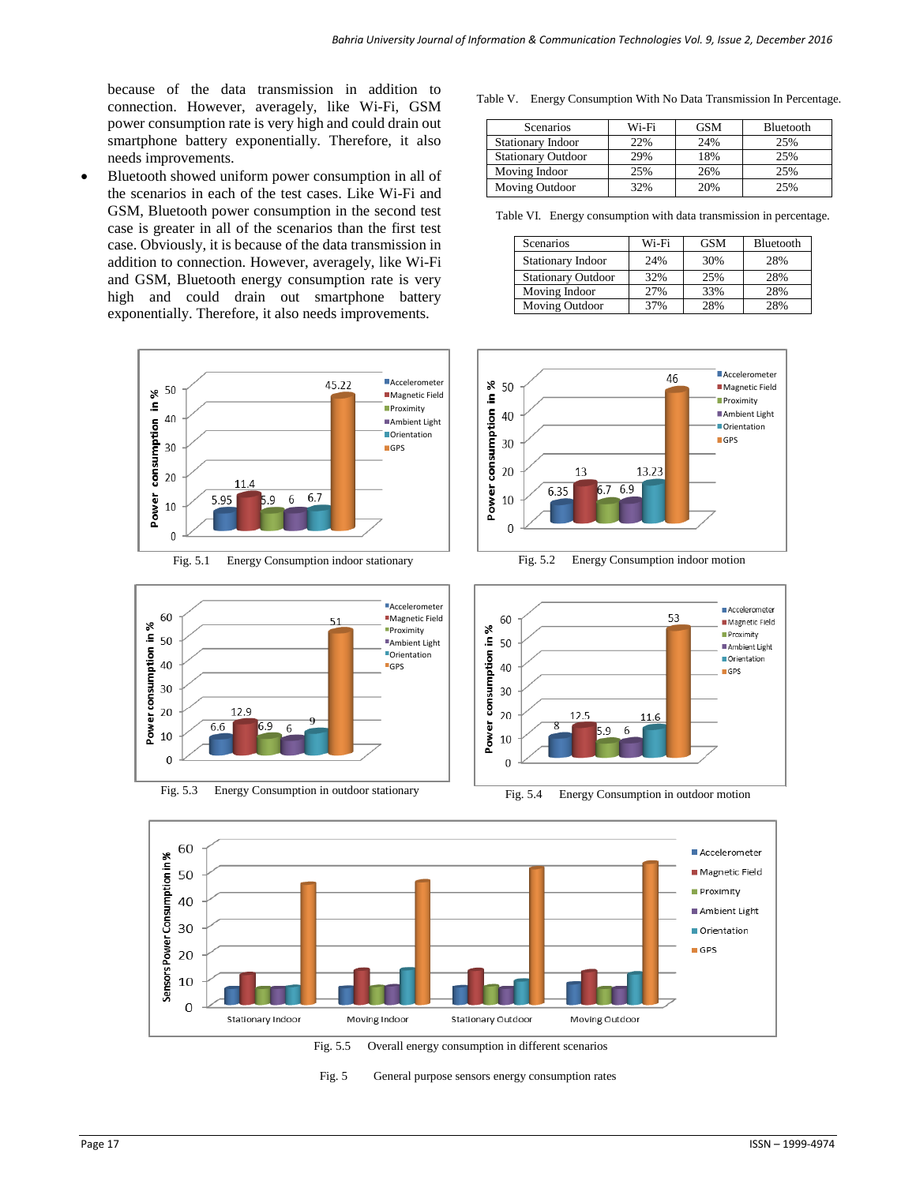because of the data transmission in addition to connection. However, averagely, like Wi-Fi, GSM power consumption rate is very high and could drain out smartphone battery exponentially. Therefore, it also needs improvements.

- Bluetooth showed uniform power consumption in all of the scenarios in each of the test cases. Like Wi-Fi and GSM, Bluetooth power consumption in the second test case is greater in all of the scenarios than the first test case. Obviously, it is because of the data transmission in addition to connection. However, averagely, like Wi-Fi and GSM, Bluetooth energy consumption rate is very high and could drain out smartphone battery exponentially. Therefore, it also needs improvements.

Table V. Energy Consumption With No Data Transmission In Percentage.

| Scenarios | Wi-Fi | GSM | Bluetooth |
|---|---|---|---|
| Stationary Indoor | 22% | 24% | 25% |
| Stationary Outdoor | 29% | 18% | 25% |
| Moving Indoor | 25% | 26% | 25% |
| Moving Outdoor | 32% | 20% | 25% |

Table VI. Energy consumption with data transmission in percentage.

| Scenarios | Wi-Fi | GSM | Bluetooth |
|---|---|---|---|
| Stationary Indoor | 24% | 30% | 28% |
| Stationary Outdoor | 32% | 25% | 28% |
| Moving Indoor | 27% | 33% | 28% |
| Moving Outdoor | 37% | 28% | 28% |

Fig. 5.1 Energy Consumption indoor stationary

Fig. 5.2 Energy Consumption indoor motion

Fig. 5.3 Energy Consumption in outdoor stationary

Fig. 5.4 Energy Consumption in outdoor motion

Fig. 5.5 Overall energy consumption in different scenarios

Fig. 5 General purpose sensors energy consumption rates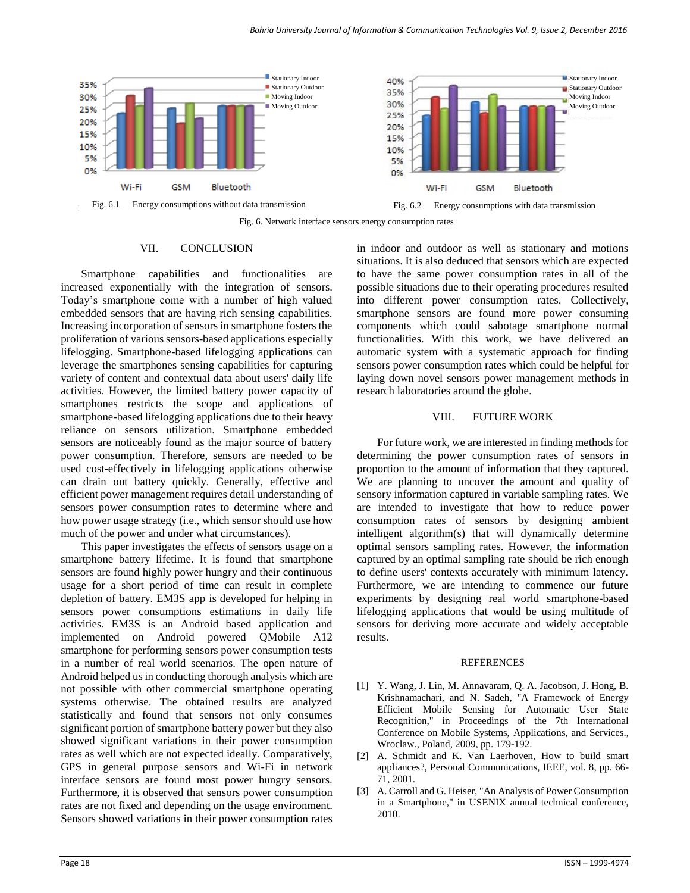Fig. 6.1 Energy consumptions without data transmission

Fig. 6.2 Energy consumptions with data transmission

Fig. 6. Network interface sensors energy consumption rates

## VII. CONCLUSION

Smartphone capabilities and functionalities are increased exponentially with the integration of sensors. Today's smartphone come with a number of high valued embedded sensors that are having rich sensing capabilities. Increasing incorporation of sensors in smartphone fosters the proliferation of various sensors-based applications especially lifelogging. Smartphone-based lifelogging applications can leverage the smartphones sensing capabilities for capturing variety of content and contextual data about users' daily life activities. However, the limited battery power capacity of smartphones restricts the scope and applications of smartphone-based lifelogging applications due to their heavy reliance on sensors utilization. Smartphone embedded sensors are noticeably found as the major source of battery power consumption. Therefore, sensors are needed to be used cost-effectively in lifelogging applications otherwise can drain out battery quickly. Generally, effective and efficient power management requires detail understanding of sensors power consumption rates to determine where and how power usage strategy (i.e., which sensor should use how much of the power and under what circumstances).

This paper investigates the effects of sensors usage on a smartphone battery lifetime. It is found that smartphone sensors are found highly power hungry and their continuous usage for a short period of time can result in complete depletion of battery. EM3S app is developed for helping in sensors power consumptions estimations in daily life activities. EM3S is an Android based application and implemented on Android powered QMobile A12 smartphone for performing sensors power consumption tests in a number of real world scenarios. The open nature of Android helped us in conducting thorough analysis which are not possible with other commercial smartphone operating systems otherwise. The obtained results are analyzed statistically and found that sensors not only consumes significant portion of smartphone battery power but they also showed significant variations in their power consumption rates as well which are not expected ideally. Comparatively, GPS in general purpose sensors and Wi-Fi in network interface sensors are found most power hungry sensors. Furthermore, it is observed that sensors power consumption rates are not fixed and depending on the usage environment. Sensors showed variations in their power consumption rates in indoor and outdoor as well as stationary and motions situations. It is also deduced that sensors which are expected to have the same power consumption rates in all of the possible situations due to their operating procedures resulted into different power consumption rates. Collectively, smartphone sensors are found more power consuming components which could sabotage smartphone normal functionalities. With this work, we have delivered an automatic system with a systematic approach for finding sensors power consumption rates which could be helpful for laying down novel sensors power management methods in research laboratories around the globe.

## VIII. FUTURE WORK

For future work, we are interested in finding methods for determining the power consumption rates of sensors in proportion to the amount of information that they captured. We are planning to uncover the amount and quality of sensory information captured in variable sampling rates. We are intended to investigate that how to reduce power consumption rates of sensors by designing ambient intelligent algorithm(s) that will dynamically determine optimal sensors sampling rates. However, the information captured by an optimal sampling rate should be rich enough to define users' contexts accurately with minimum latency. Furthermore, we are intending to commence our future experiments by designing real world smartphone-based lifelogging applications that would be using multitude of sensors for deriving more accurate and widely acceptable results.

## REFERENCES

[1] Y. Wang, J. Lin, M. Annavaram, Q. A. Jacobson, J. Hong, B. Krishnamachari, and N. Sadeh, "A Framework of Energy Efficient Mobile Sensing for Automatic User State Recognition," in Proceedings of the 7th International Conference on Mobile Systems, Applications, and Services., Wroclaw., Poland, 2009, pp. 179-192.

[2] A. Schmidt and K. Van Laerhoven, How to build smart appliances?, Personal Communications, IEEE, vol. 8, pp. 66-71, 2001.

[3] A. Carroll and G. Heiser, "An Analysis of Power Consumption in a Smartphone," in USENIX annual technical conference, 2010.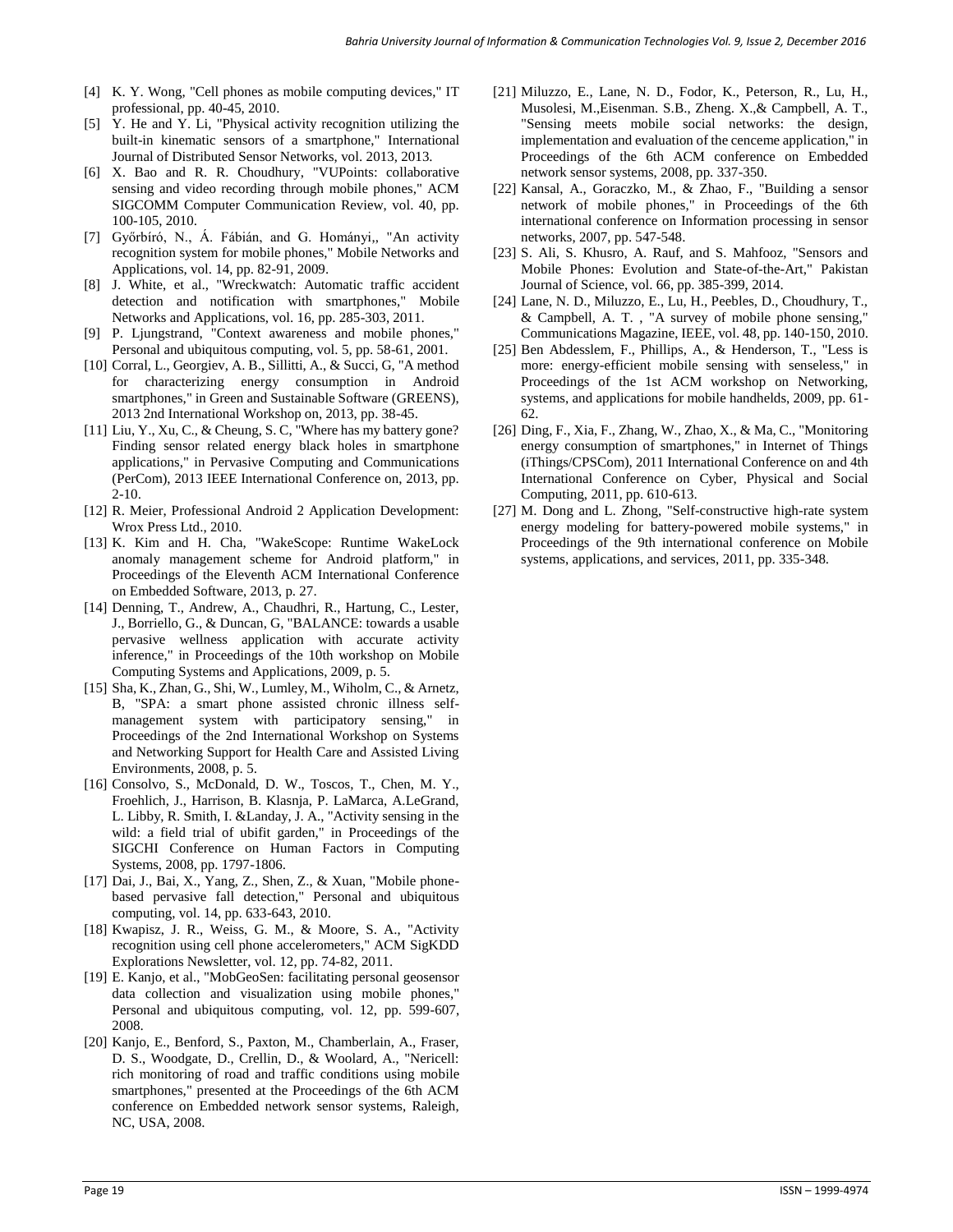[4] K. Y. Wong, "Cell phones as mobile computing devices," IT professional, pp. 40-45, 2010.

[5] Y. He and Y. Li, "Physical activity recognition utilizing the built-in kinematic sensors of a smartphone," International Journal of Distributed Sensor Networks, vol. 2013, 2013.

[6] X. Bao and R. R. Choudhury, "VUPoints: collaborative sensing and video recording through mobile phones," ACM SIGCOMM Computer Communication Review, vol. 40, pp. 100-105, 2010.

[7] Győrbíró, N., Á. Fábián, and G. Hományi,, "An activity recognition system for mobile phones," Mobile Networks and Applications, vol. 14, pp. 82-91, 2009.

[8] J. White, et al., "Wreckwatch: Automatic traffic accident detection and notification with smartphones," Mobile Networks and Applications, vol. 16, pp. 285-303, 2011.

[9] P. Ljungstrand, "Context awareness and mobile phones," Personal and ubiquitous computing, vol. 5, pp. 58-61, 2001.

[10] Corral, L., Georgiev, A. B., Sillitti, A., & Succi, G, "A method for characterizing energy consumption in Android smartphones," in Green and Sustainable Software (GREENS), 2013 2nd International Workshop on, 2013, pp. 38-45.

[11] Liu, Y., Xu, C., & Cheung, S. C, "Where has my battery gone? Finding sensor related energy black holes in smartphone applications," in Pervasive Computing and Communications (PerCom), 2013 IEEE International Conference on, 2013, pp. 2-10.

[12] R. Meier, Professional Android 2 Application Development: Wrox Press Ltd., 2010.

[13] K. Kim and H. Cha, "WakeScope: Runtime WakeLock anomaly management scheme for Android platform," in Proceedings of the Eleventh ACM International Conference on Embedded Software, 2013, p. 27.

[14] Denning, T., Andrew, A., Chaudhri, R., Hartung, C., Lester, J., Borriello, G., & Duncan, G, "BALANCE: towards a usable pervasive wellness application with accurate activity inference," in Proceedings of the 10th workshop on Mobile Computing Systems and Applications, 2009, p. 5.

[15] Sha, K., Zhan, G., Shi, W., Lumley, M., Wiholm, C., & Arnetz, B, "SPA: a smart phone assisted chronic illness self-management system with participatory sensing," in Proceedings of the 2nd International Workshop on Systems and Networking Support for Health Care and Assisted Living Environments, 2008, p. 5.

[16] Consolvo, S., McDonald, D. W., Toscos, T., Chen, M. Y., Froehlich, J., Harrison, B. Klasnja, P. LaMarca, A.LeGrand, L. Libby, R. Smith, I. &Landay, J. A., "Activity sensing in the wild: a field trial of ubifit garden," in Proceedings of the SIGCHI Conference on Human Factors in Computing Systems, 2008, pp. 1797-1806.

[17] Dai, J., Bai, X., Yang, Z., Shen, Z., & Xuan, "Mobile phone-based pervasive fall detection," Personal and ubiquitous computing, vol. 14, pp. 633-643, 2010.

[18] Kwapisz, J. R., Weiss, G. M., & Moore, S. A., "Activity recognition using cell phone accelerometers," ACM SigKDD Explorations Newsletter, vol. 12, pp. 74-82, 2011.

[19] E. Kanjo, et al., "MobGeoSen: facilitating personal geosensor data collection and visualization using mobile phones," Personal and ubiquitous computing, vol. 12, pp. 599-607, 2008.

[20] Kanjo, E., Benford, S., Paxton, M., Chamberlain, A., Fraser, D. S., Woodgate, D., Crellin, D., & Woolard, A., "Nericell: rich monitoring of road and traffic conditions using mobile smartphones," presented at the Proceedings of the 6th ACM conference on Embedded network sensor systems, Raleigh, NC, USA, 2008.

[21] Miluzzo, E., Lane, N. D., Fodor, K., Peterson, R., Lu, H., Musolesi, M.,Eisenman. S.B., Zheng. X.,& Campbell, A. T., "Sensing meets mobile social networks: the design, implementation and evaluation of the cenceme application," in Proceedings of the 6th ACM conference on Embedded network sensor systems, 2008, pp. 337-350.

[22] Kansal, A., Goraczko, M., & Zhao, F., "Building a sensor network of mobile phones," in Proceedings of the 6th international conference on Information processing in sensor networks, 2007, pp. 547-548.

[23] S. Ali, S. Khusro, A. Rauf, and S. Mahfooz, "Sensors and Mobile Phones: Evolution and State-of-the-Art," Pakistan Journal of Science, vol. 66, pp. 385-399, 2014.

[24] Lane, N. D., Miluzzo, E., Lu, H., Peebles, D., Choudhury, T., & Campbell, A. T. , "A survey of mobile phone sensing," Communications Magazine, IEEE, vol. 48, pp. 140-150, 2010.

[25] Ben Abdesslem, F., Phillips, A., & Henderson, T., "Less is more: energy-efficient mobile sensing with senseless," in Proceedings of the 1st ACM workshop on Networking, systems, and applications for mobile handhelds, 2009, pp. 61-62.

[26] Ding, F., Xia, F., Zhang, W., Zhao, X., & Ma, C., "Monitoring energy consumption of smartphones," in Internet of Things (iThings/CPSCom), 2011 International Conference on and 4th International Conference on Cyber, Physical and Social Computing, 2011, pp. 610-613.

[27] M. Dong and L. Zhong, "Self-constructive high-rate system energy modeling for battery-powered mobile systems," in Proceedings of the 9th international conference on Mobile systems, applications, and services, 2011, pp. 335-348.